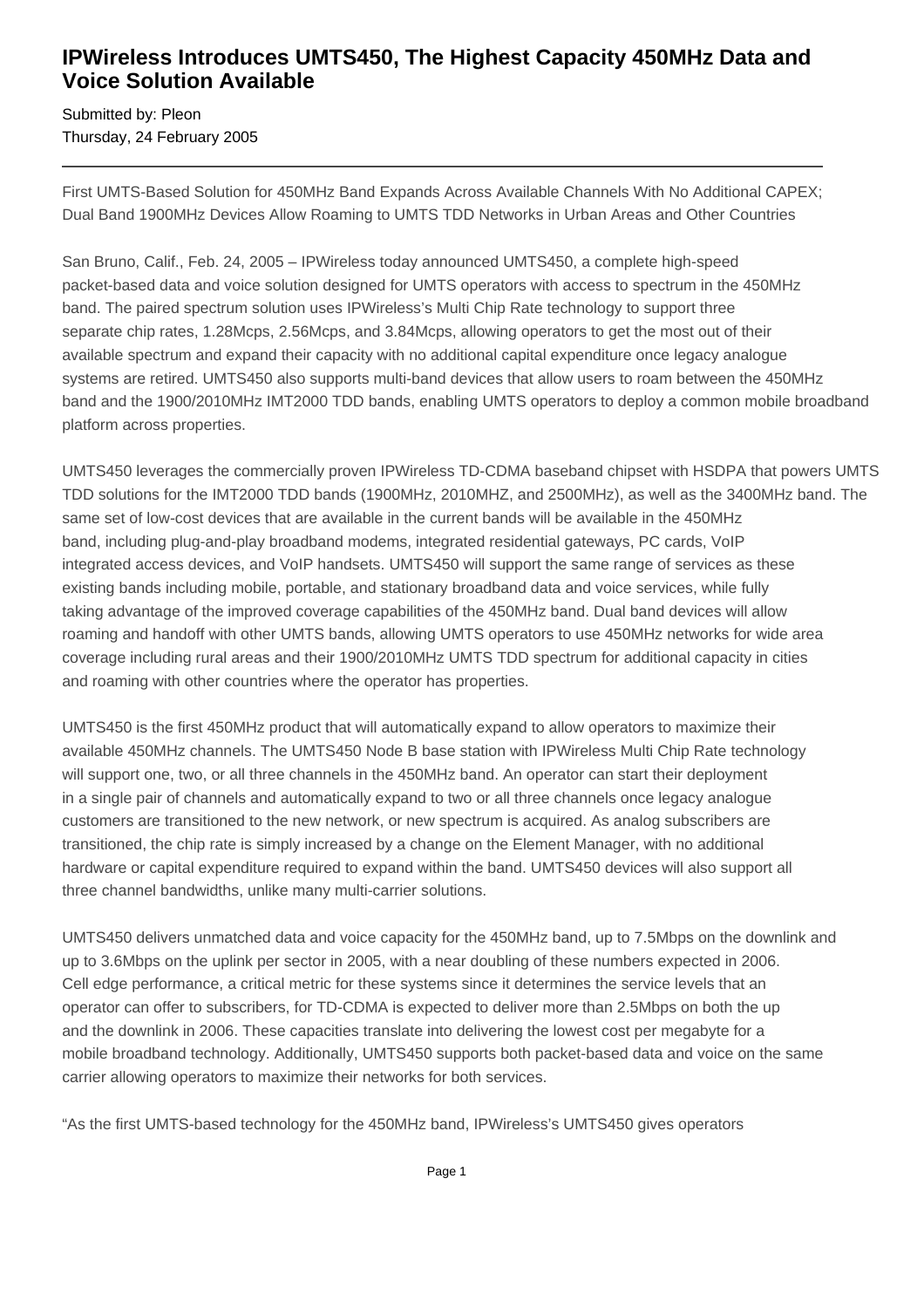# IPWireless Introduces UMTS450, The Highest Capacity 450MHz Data and Voice Solution Available

Submitted by: Pleon
Thursday, 24 February 2005

---

First UMTS-Based Solution for 450MHz Band Expands Across Available Channels With No Additional CAPEX; Dual Band 1900MHz Devices Allow Roaming to UMTS TDD Networks in Urban Areas and Other Countries

San Bruno, Calif., Feb. 24, 2005 – IPWireless today announced UMTS450, a complete high-speed packet-based data and voice solution designed for UMTS operators with access to spectrum in the 450MHz band. The paired spectrum solution uses IPWireless's Multi Chip Rate technology to support three separate chip rates, 1.28Mcps, 2.56Mcps, and 3.84Mcps, allowing operators to get the most out of their available spectrum and expand their capacity with no additional capital expenditure once legacy analogue systems are retired. UMTS450 also supports multi-band devices that allow users to roam between the 450MHz band and the 1900/2010MHz IMT2000 TDD bands, enabling UMTS operators to deploy a common mobile broadband platform across properties.

UMTS450 leverages the commercially proven IPWireless TD-CDMA baseband chipset with HSDPA that powers UMTS TDD solutions for the IMT2000 TDD bands (1900MHz, 2010MHZ, and 2500MHz), as well as the 3400MHz band. The same set of low-cost devices that are available in the current bands will be available in the 450MHz band, including plug-and-play broadband modems, integrated residential gateways, PC cards, VoIP integrated access devices, and VoIP handsets. UMTS450 will support the same range of services as these existing bands including mobile, portable, and stationary broadband data and voice services, while fully taking advantage of the improved coverage capabilities of the 450MHz band. Dual band devices will allow roaming and handoff with other UMTS bands, allowing UMTS operators to use 450MHz networks for wide area coverage including rural areas and their 1900/2010MHz UMTS TDD spectrum for additional capacity in cities and roaming with other countries where the operator has properties.

UMTS450 is the first 450MHz product that will automatically expand to allow operators to maximize their available 450MHz channels. The UMTS450 Node B base station with IPWireless Multi Chip Rate technology will support one, two, or all three channels in the 450MHz band. An operator can start their deployment in a single pair of channels and automatically expand to two or all three channels once legacy analogue customers are transitioned to the new network, or new spectrum is acquired. As analog subscribers are transitioned, the chip rate is simply increased by a change on the Element Manager, with no additional hardware or capital expenditure required to expand within the band. UMTS450 devices will also support all three channel bandwidths, unlike many multi-carrier solutions.

UMTS450 delivers unmatched data and voice capacity for the 450MHz band, up to 7.5Mbps on the downlink and up to 3.6Mbps on the uplink per sector in 2005, with a near doubling of these numbers expected in 2006. Cell edge performance, a critical metric for these systems since it determines the service levels that an operator can offer to subscribers, for TD-CDMA is expected to deliver more than 2.5Mbps on both the up and the downlink in 2006. These capacities translate into delivering the lowest cost per megabyte for a mobile broadband technology. Additionally, UMTS450 supports both packet-based data and voice on the same carrier allowing operators to maximize their networks for both services.

"As the first UMTS-based technology for the 450MHz band, IPWireless's UMTS450 gives operators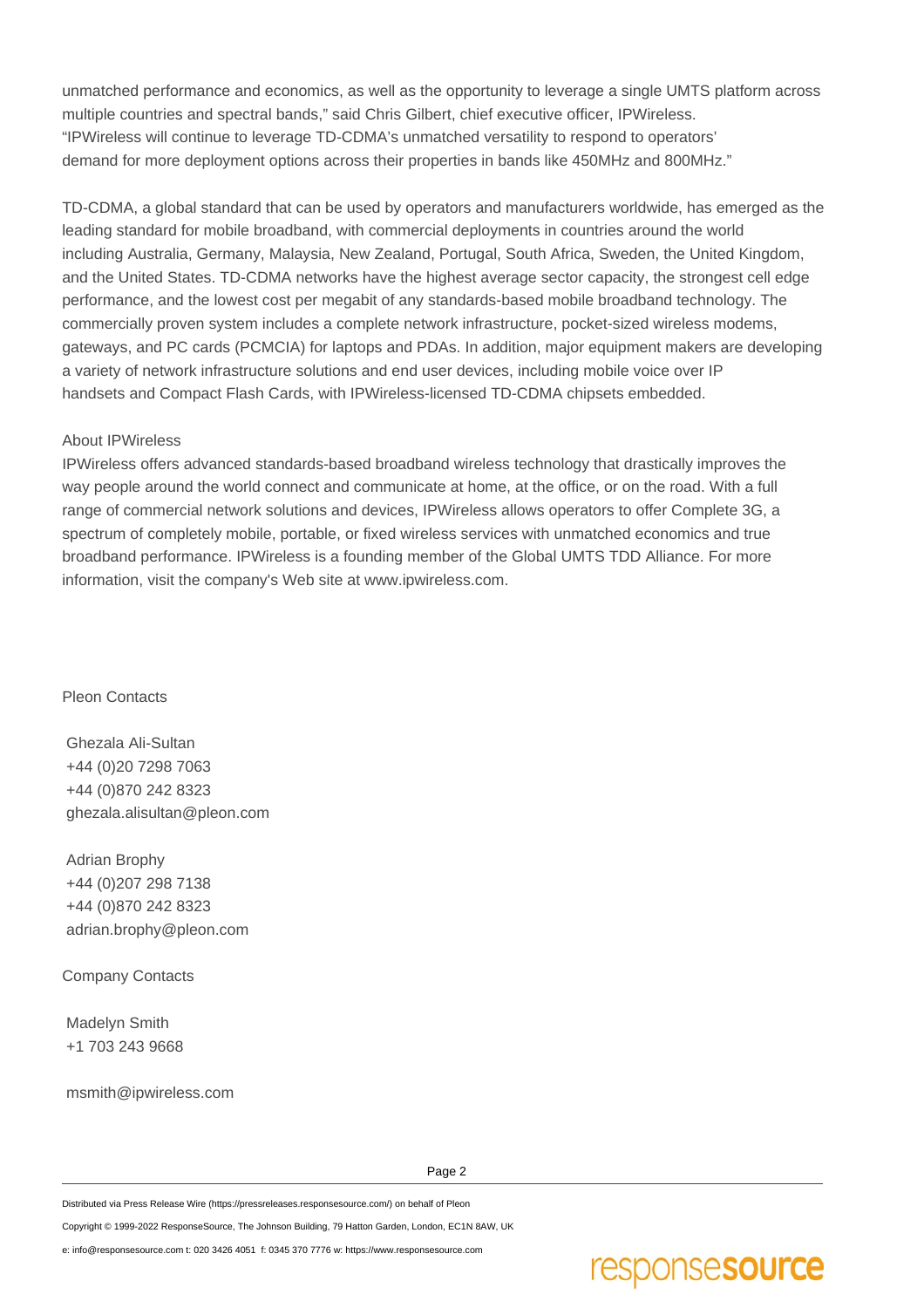unmatched performance and economics, as well as the opportunity to leverage a single UMTS platform across multiple countries and spectral bands," said Chris Gilbert, chief executive officer, IPWireless. "IPWireless will continue to leverage TD-CDMA's unmatched versatility to respond to operators' demand for more deployment options across their properties in bands like 450MHz and 800MHz."

TD-CDMA, a global standard that can be used by operators and manufacturers worldwide, has emerged as the leading standard for mobile broadband, with commercial deployments in countries around the world including Australia, Germany, Malaysia, New Zealand, Portugal, South Africa, Sweden, the United Kingdom, and the United States. TD-CDMA networks have the highest average sector capacity, the strongest cell edge performance, and the lowest cost per megabit of any standards-based mobile broadband technology. The commercially proven system includes a complete network infrastructure, pocket-sized wireless modems, gateways, and PC cards (PCMCIA) for laptops and PDAs. In addition, major equipment makers are developing a variety of network infrastructure solutions and end user devices, including mobile voice over IP handsets and Compact Flash Cards, with IPWireless-licensed TD-CDMA chipsets embedded.

About IPWireless

IPWireless offers advanced standards-based broadband wireless technology that drastically improves the way people around the world connect and communicate at home, at the office, or on the road. With a full range of commercial network solutions and devices, IPWireless allows operators to offer Complete 3G, a spectrum of completely mobile, portable, or fixed wireless services with unmatched economics and true broadband performance. IPWireless is a founding member of the Global UMTS TDD Alliance. For more information, visit the company's Web site at www.ipwireless.com.

Pleon Contacts

Ghezala Ali-Sultan
+44 (0)20 7298 7063
+44 (0)870 242 8323
ghezala.alisultan@pleon.com

Adrian Brophy
+44 (0)207 298 7138
+44 (0)870 242 8323
adrian.brophy@pleon.com

Company Contacts

Madelyn Smith
+1 703 243 9668

msmith@ipwireless.com

Distributed via Press Release Wire (https://pressreleases.responsesource.com/) on behalf of Pleon

Copyright © 1999-2022 ResponseSource, The Johnson Building, 79 Hatton Garden, London, EC1N 8AW, UK

e: info@responsesource.com t: 020 3426 4051 f: 0345 370 7776 w: https://www.responsesource.com